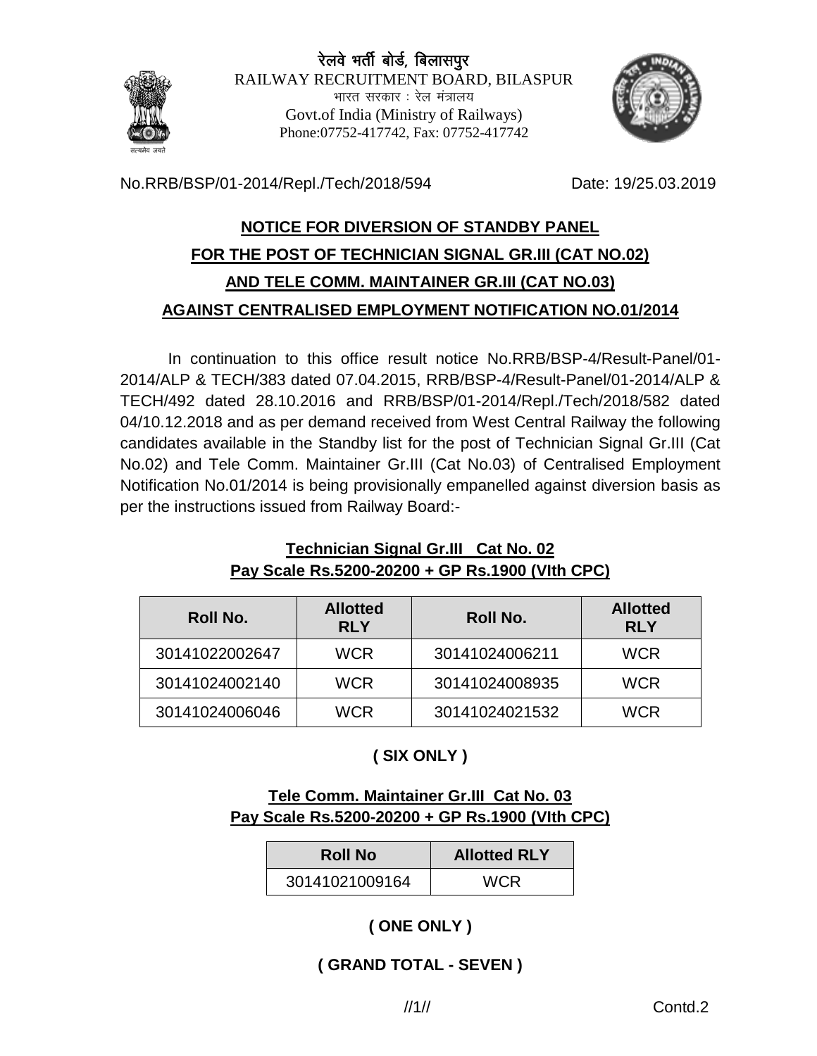रेलवे भर्ती बोर्ड, बिलासपुर
RAILWAY RECRUITMENT BOARD, BILASPUR
भारत सरकार : रेल मंत्रालय
Govt.of India (Ministry of Railways)
Phone:07752-417742, Fax: 07752-417742

No.RRB/BSP/01-2014/Repl./Tech/2018/594 Date: 19/25.03.2019

## NOTICE FOR DIVERSION OF STANDBY PANEL FOR THE POST OF TECHNICIAN SIGNAL GR.III (CAT NO.02) AND TELE COMM. MAINTAINER GR.III (CAT NO.03) AGAINST CENTRALISED EMPLOYMENT NOTIFICATION NO.01/2014

In continuation to this office result notice No.RRB/BSP-4/Result-Panel/01-2014/ALP & TECH/383 dated 07.04.2015, RRB/BSP-4/Result-Panel/01-2014/ALP & TECH/492 dated 28.10.2016 and RRB/BSP/01-2014/Repl./Tech/2018/582 dated 04/10.12.2018 and as per demand received from West Central Railway the following candidates available in the Standby list for the post of Technician Signal Gr.III (Cat No.02) and Tele Comm. Maintainer Gr.III (Cat No.03) of Centralised Employment Notification No.01/2014 is being provisionally empanelled against diversion basis as per the instructions issued from Railway Board:-

### Technician Signal Gr.III Cat No. 02
### Pay Scale Rs.5200-20200 + GP Rs.1900 (VIth CPC)

| Roll No. | Allotted RLY | Roll No. | Allotted RLY |
|---|---|---|---|
| 30141022002647 | WCR | 30141024006211 | WCR |
| 30141024002140 | WCR | 30141024008935 | WCR |
| 30141024006046 | WCR | 30141024021532 | WCR |

**( SIX ONLY )**

### Tele Comm. Maintainer Gr.III Cat No. 03
### Pay Scale Rs.5200-20200 + GP Rs.1900 (VIth CPC)

| Roll No | Allotted RLY |
|---|---|
| 30141021009164 | WCR |

**( ONE ONLY )**

**( GRAND TOTAL - SEVEN )**

Contd.2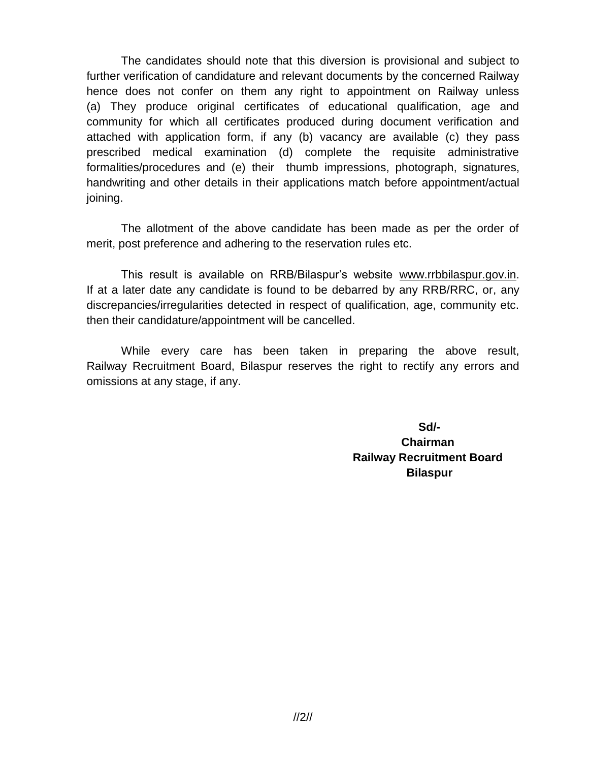The candidates should note that this diversion is provisional and subject to further verification of candidature and relevant documents by the concerned Railway hence does not confer on them any right to appointment on Railway unless (a) They produce original certificates of educational qualification, age and community for which all certificates produced during document verification and attached with application form, if any (b) vacancy are available (c) they pass prescribed medical examination (d) complete the requisite administrative formalities/procedures and (e) their thumb impressions, photograph, signatures, handwriting and other details in their applications match before appointment/actual joining.

The allotment of the above candidate has been made as per the order of merit, post preference and adhering to the reservation rules etc.

This result is available on RRB/Bilaspur's website www.rrbbilaspur.gov.in. If at a later date any candidate is found to be debarred by any RRB/RRC, or, any discrepancies/irregularities detected in respect of qualification, age, community etc. then their candidature/appointment will be cancelled.

While every care has been taken in preparing the above result, Railway Recruitment Board, Bilaspur reserves the right to rectify any errors and omissions at any stage, if any.

**Sd/-**
**Chairman**
**Railway Recruitment Board**
**Bilaspur**

//2//